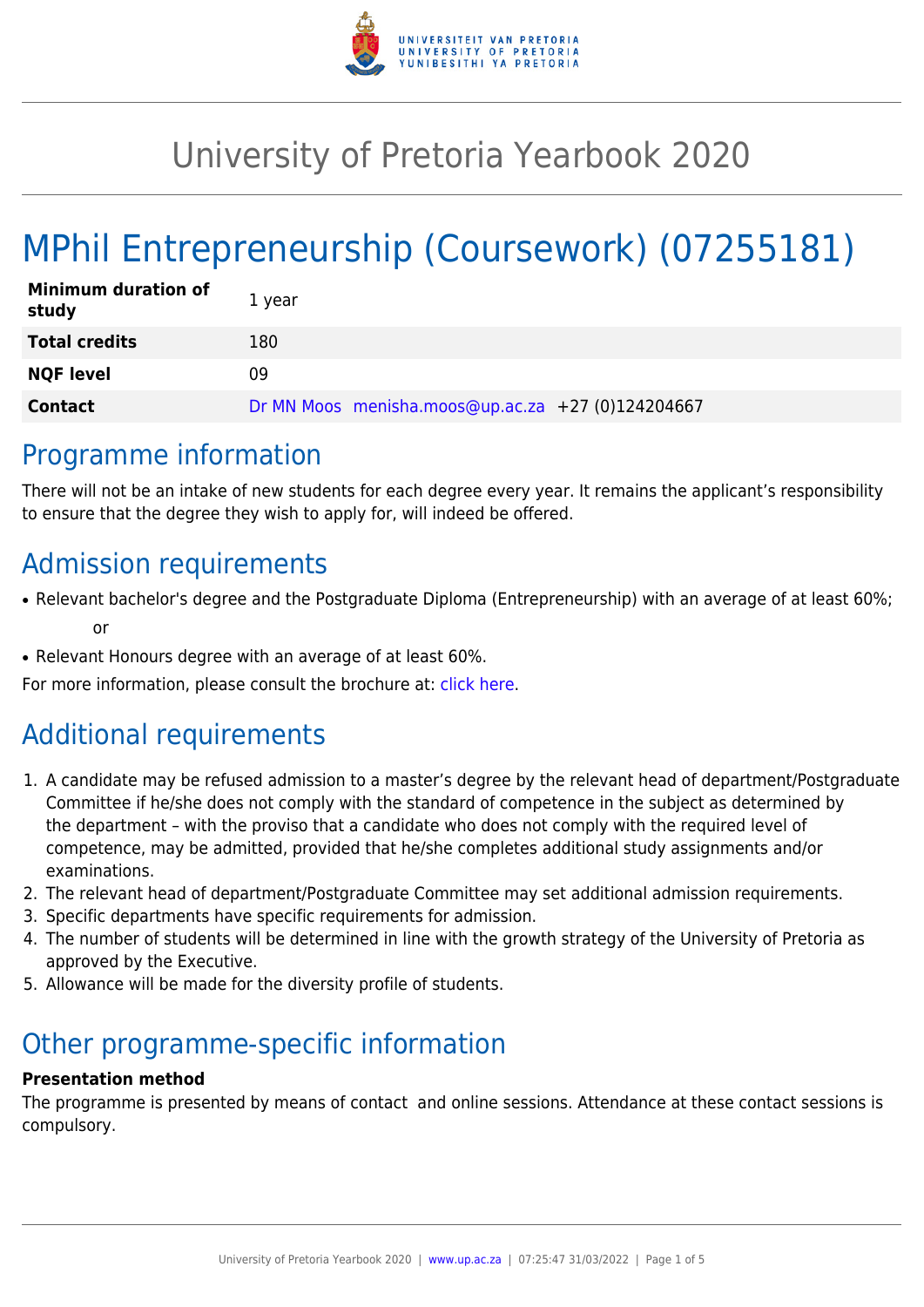# University of Pretoria Yearbook 2020

# MPhil Entrepreneurship (Coursework) (07255181)

| | |
|---|---|
| **Minimum duration of study** | 1 year |
| **Total credits** | 180 |
| **NQF level** | 09 |
| **Contact** | Dr MN Moos menisha.moos@up.ac.za +27 (0)124204667 |

## Programme information

There will not be an intake of new students for each degree every year. It remains the applicant's responsibility to ensure that the degree they wish to apply for, will indeed be offered.

## Admission requirements

- Relevant bachelor's degree and the Postgraduate Diploma (Entrepreneurship) with an average of at least 60%;

  or
- Relevant Honours degree with an average of at least 60%.

For more information, please consult the brochure at: click here.

## Additional requirements

1. A candidate may be refused admission to a master's degree by the relevant head of department/Postgraduate Committee if he/she does not comply with the standard of competence in the subject as determined by the department – with the proviso that a candidate who does not comply with the required level of competence, may be admitted, provided that he/she completes additional study assignments and/or examinations.
2. The relevant head of department/Postgraduate Committee may set additional admission requirements.
3. Specific departments have specific requirements for admission.
4. The number of students will be determined in line with the growth strategy of the University of Pretoria as approved by the Executive.
5. Allowance will be made for the diversity profile of students.

## Other programme-specific information

**Presentation method**

The programme is presented by means of contact and online sessions. Attendance at these contact sessions is compulsory.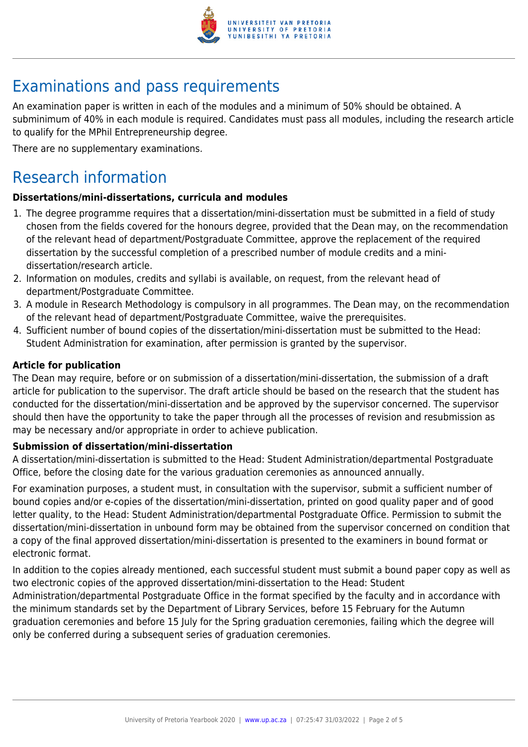# Examinations and pass requirements

An examination paper is written in each of the modules and a minimum of 50% should be obtained. A subminimum of 40% in each module is required. Candidates must pass all modules, including the research article to qualify for the MPhil Entrepreneurship degree.

There are no supplementary examinations.

# Research information

**Dissertations/mini-dissertations, curricula and modules**

1. The degree programme requires that a dissertation/mini-dissertation must be submitted in a field of study chosen from the fields covered for the honours degree, provided that the Dean may, on the recommendation of the relevant head of department/Postgraduate Committee, approve the replacement of the required dissertation by the successful completion of a prescribed number of module credits and a mini-dissertation/research article.
2. Information on modules, credits and syllabi is available, on request, from the relevant head of department/Postgraduate Committee.
3. A module in Research Methodology is compulsory in all programmes. The Dean may, on the recommendation of the relevant head of department/Postgraduate Committee, waive the prerequisites.
4. Sufficient number of bound copies of the dissertation/mini-dissertation must be submitted to the Head: Student Administration for examination, after permission is granted by the supervisor.

**Article for publication**

The Dean may require, before or on submission of a dissertation/mini-dissertation, the submission of a draft article for publication to the supervisor. The draft article should be based on the research that the student has conducted for the dissertation/mini-dissertation and be approved by the supervisor concerned. The supervisor should then have the opportunity to take the paper through all the processes of revision and resubmission as may be necessary and/or appropriate in order to achieve publication.

**Submission of dissertation/mini-dissertation**

A dissertation/mini-dissertation is submitted to the Head: Student Administration/departmental Postgraduate Office, before the closing date for the various graduation ceremonies as announced annually.

For examination purposes, a student must, in consultation with the supervisor, submit a sufficient number of bound copies and/or e-copies of the dissertation/mini-dissertation, printed on good quality paper and of good letter quality, to the Head: Student Administration/departmental Postgraduate Office. Permission to submit the dissertation/mini-dissertation in unbound form may be obtained from the supervisor concerned on condition that a copy of the final approved dissertation/mini-dissertation is presented to the examiners in bound format or electronic format.

In addition to the copies already mentioned, each successful student must submit a bound paper copy as well as two electronic copies of the approved dissertation/mini-dissertation to the Head: Student Administration/departmental Postgraduate Office in the format specified by the faculty and in accordance with the minimum standards set by the Department of Library Services, before 15 February for the Autumn graduation ceremonies and before 15 July for the Spring graduation ceremonies, failing which the degree will only be conferred during a subsequent series of graduation ceremonies.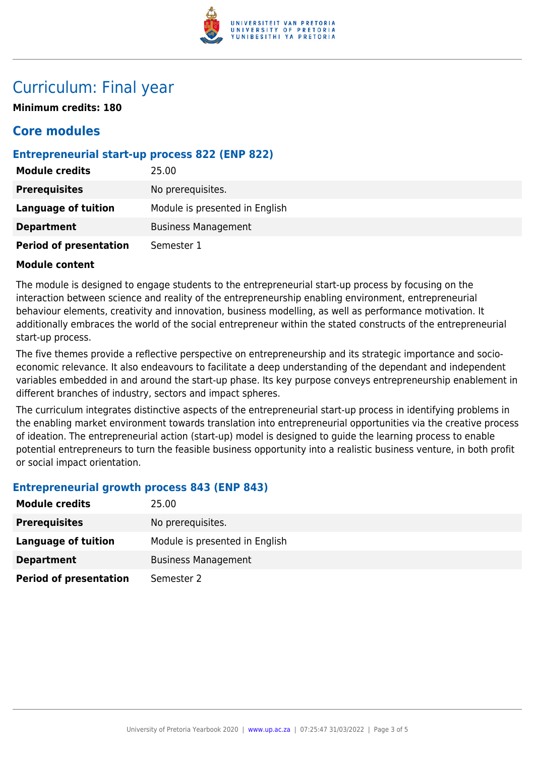# Curriculum: Final year

**Minimum credits: 180**

## Core modules

### Entrepreneurial start-up process 822 (ENP 822)

| | |
|---|---|
| **Module credits** | 25.00 |
| **Prerequisites** | No prerequisites. |
| **Language of tuition** | Module is presented in English |
| **Department** | Business Management |
| **Period of presentation** | Semester 1 |

**Module content**

The module is designed to engage students to the entrepreneurial start-up process by focusing on the interaction between science and reality of the entrepreneurship enabling environment, entrepreneurial behaviour elements, creativity and innovation, business modelling, as well as performance motivation. It additionally embraces the world of the social entrepreneur within the stated constructs of the entrepreneurial start-up process.

The five themes provide a reflective perspective on entrepreneurship and its strategic importance and socio-economic relevance. It also endeavours to facilitate a deep understanding of the dependant and independent variables embedded in and around the start-up phase. Its key purpose conveys entrepreneurship enablement in different branches of industry, sectors and impact spheres.

The curriculum integrates distinctive aspects of the entrepreneurial start-up process in identifying problems in the enabling market environment towards translation into entrepreneurial opportunities via the creative process of ideation. The entrepreneurial action (start-up) model is designed to guide the learning process to enable potential entrepreneurs to turn the feasible business opportunity into a realistic business venture, in both profit or social impact orientation.

### Entrepreneurial growth process 843 (ENP 843)

| | |
|---|---|
| **Module credits** | 25.00 |
| **Prerequisites** | No prerequisites. |
| **Language of tuition** | Module is presented in English |
| **Department** | Business Management |
| **Period of presentation** | Semester 2 |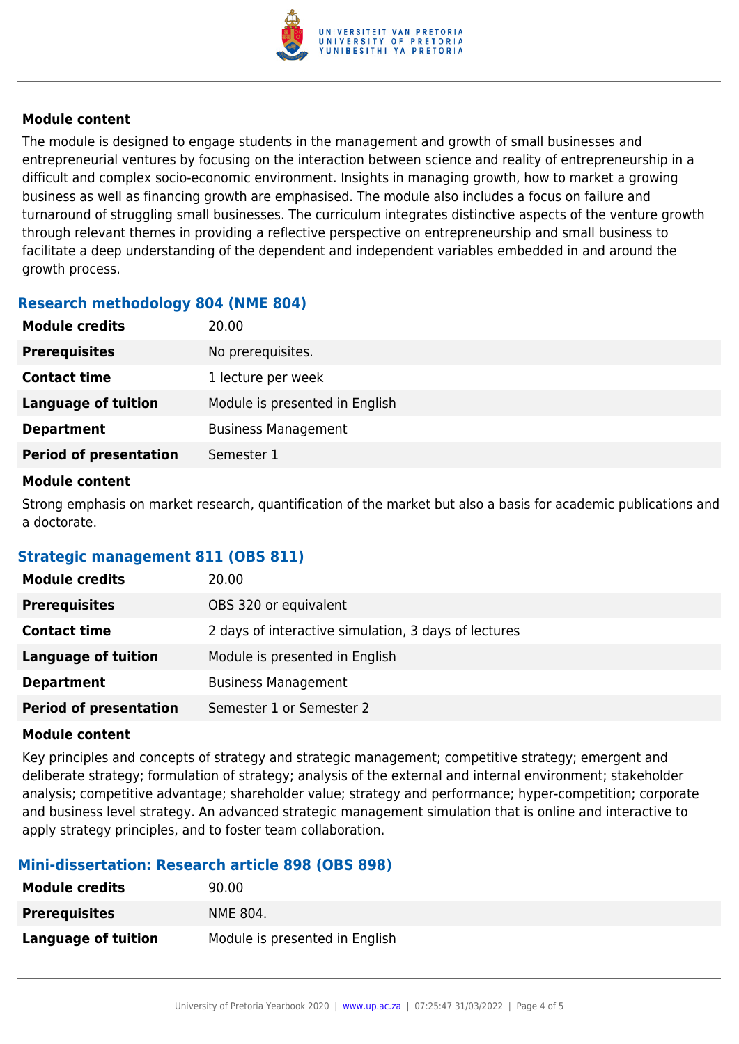#### Module content

The module is designed to engage students in the management and growth of small businesses and entrepreneurial ventures by focusing on the interaction between science and reality of entrepreneurship in a difficult and complex socio-economic environment. Insights in managing growth, how to market a growing business as well as financing growth are emphasised. The module also includes a focus on failure and turnaround of struggling small businesses. The curriculum integrates distinctive aspects of the venture growth through relevant themes in providing a reflective perspective on entrepreneurship and small business to facilitate a deep understanding of the dependent and independent variables embedded in and around the growth process.

### Research methodology 804 (NME 804)

| | |
|---|---|
| **Module credits** | 20.00 |
| **Prerequisites** | No prerequisites. |
| **Contact time** | 1 lecture per week |
| **Language of tuition** | Module is presented in English |
| **Department** | Business Management |
| **Period of presentation** | Semester 1 |

#### Module content

Strong emphasis on market research, quantification of the market but also a basis for academic publications and a doctorate.

### Strategic management 811 (OBS 811)

| | |
|---|---|
| **Module credits** | 20.00 |
| **Prerequisites** | OBS 320 or equivalent |
| **Contact time** | 2 days of interactive simulation, 3 days of lectures |
| **Language of tuition** | Module is presented in English |
| **Department** | Business Management |
| **Period of presentation** | Semester 1 or Semester 2 |

#### Module content

Key principles and concepts of strategy and strategic management; competitive strategy; emergent and deliberate strategy; formulation of strategy; analysis of the external and internal environment; stakeholder analysis; competitive advantage; shareholder value; strategy and performance; hyper-competition; corporate and business level strategy. An advanced strategic management simulation that is online and interactive to apply strategy principles, and to foster team collaboration.

### Mini-dissertation: Research article 898 (OBS 898)

| | |
|---|---|
| **Module credits** | 90.00 |
| **Prerequisites** | NME 804. |
| **Language of tuition** | Module is presented in English |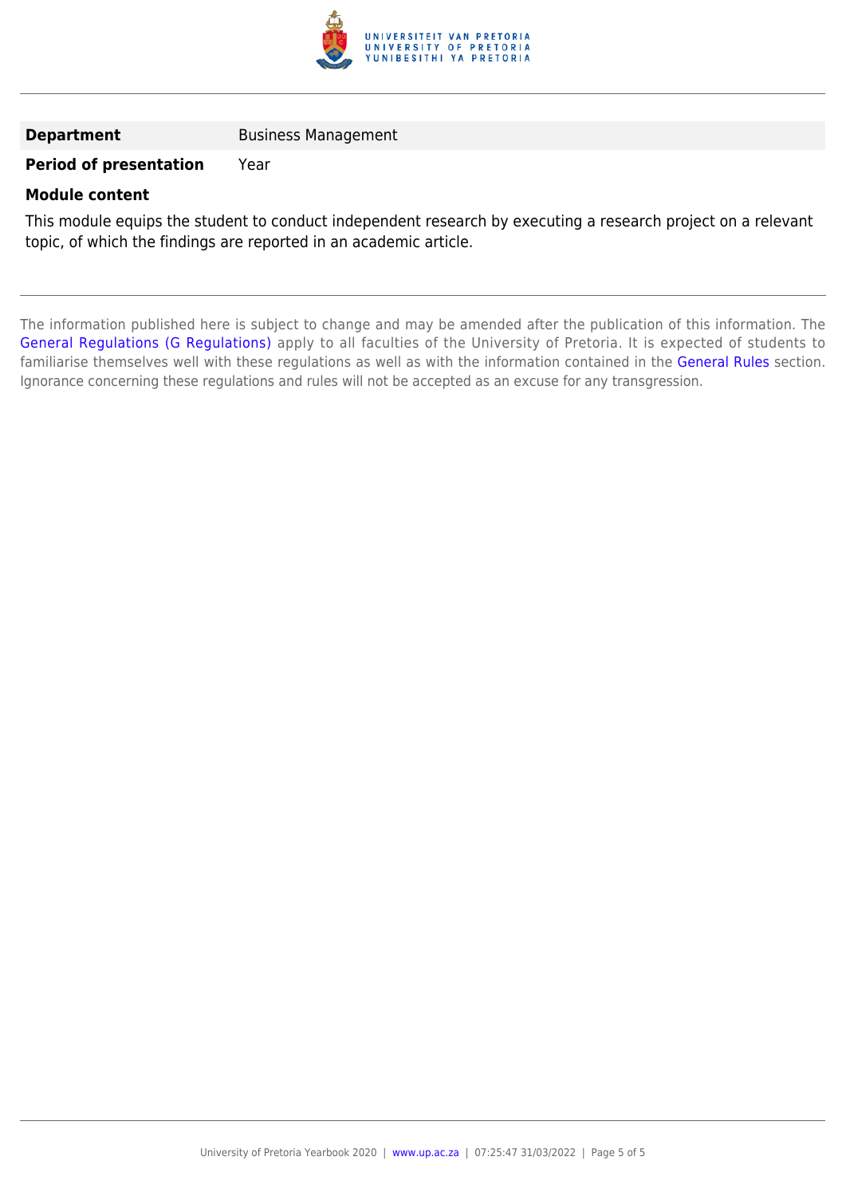| | |
|---|---|
| **Department** | Business Management |
| **Period of presentation** | Year |

**Module content**

This module equips the student to conduct independent research by executing a research project on a relevant topic, of which the findings are reported in an academic article.

The information published here is subject to change and may be amended after the publication of this information. The General Regulations (G Regulations) apply to all faculties of the University of Pretoria. It is expected of students to familiarise themselves well with these regulations as well as with the information contained in the General Rules section. Ignorance concerning these regulations and rules will not be accepted as an excuse for any transgression.